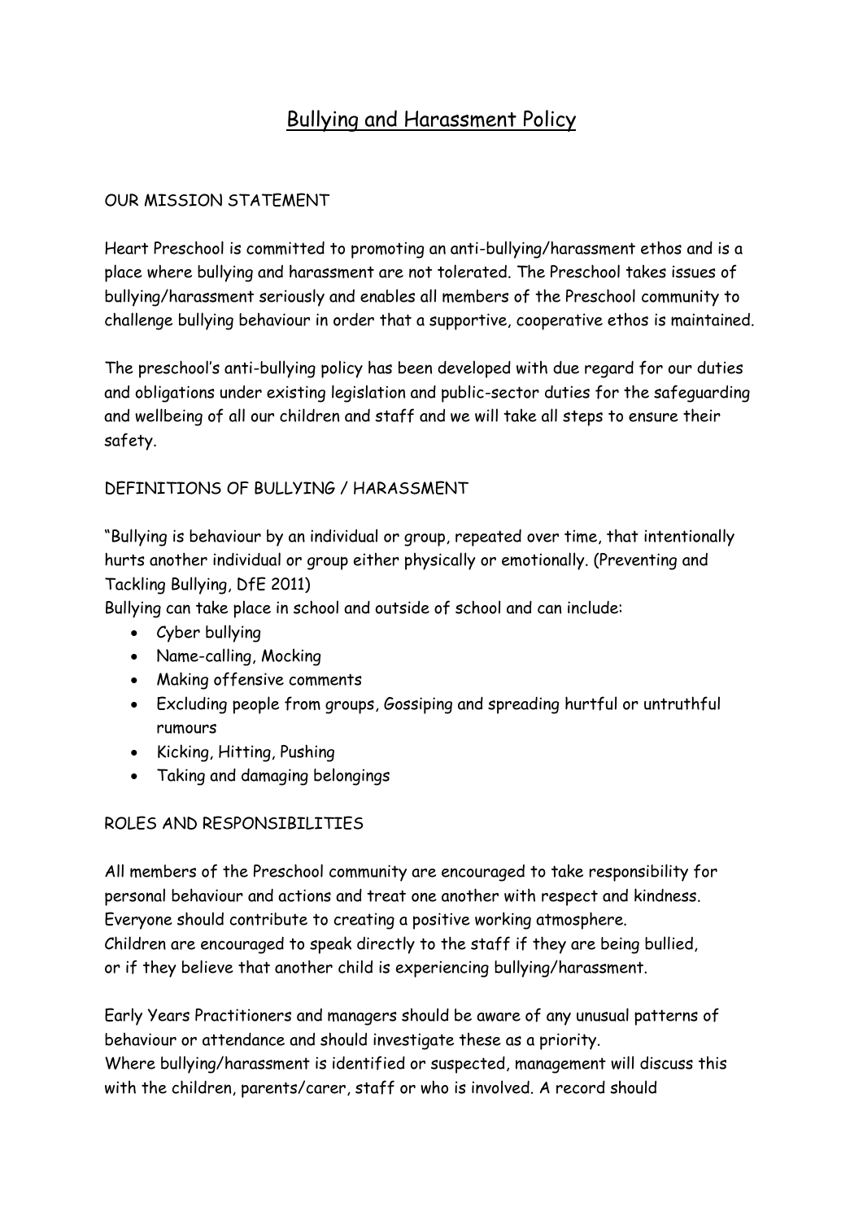# Bullying and Harassment Policy

OUR MISSION STATEMENT

Heart Preschool is committed to promoting an anti-bullying/harassment ethos and is a place where bullying and harassment are not tolerated. The Preschool takes issues of bullying/harassment seriously and enables all members of the Preschool community to challenge bullying behaviour in order that a supportive, cooperative ethos is maintained.

The preschool's anti-bullying policy has been developed with due regard for our duties and obligations under existing legislation and public-sector duties for the safeguarding and wellbeing of all our children and staff and we will take all steps to ensure their safety.

DEFINITIONS OF BULLYING / HARASSMENT

"Bullying is behaviour by an individual or group, repeated over time, that intentionally hurts another individual or group either physically or emotionally. (Preventing and Tackling Bullying, DfE 2011)

Bullying can take place in school and outside of school and can include:

- Cyber bullying
- Name-calling, Mocking
- Making offensive comments
- Excluding people from groups, Gossiping and spreading hurtful or untruthful rumours
- Kicking, Hitting, Pushing
- Taking and damaging belongings

ROLES AND RESPONSIBILITIES

All members of the Preschool community are encouraged to take responsibility for personal behaviour and actions and treat one another with respect and kindness. Everyone should contribute to creating a positive working atmosphere.
Children are encouraged to speak directly to the staff if they are being bullied, or if they believe that another child is experiencing bullying/harassment.

Early Years Practitioners and managers should be aware of any unusual patterns of behaviour or attendance and should investigate these as a priority.
Where bullying/harassment is identified or suspected, management will discuss this with the children, parents/carer, staff or who is involved. A record should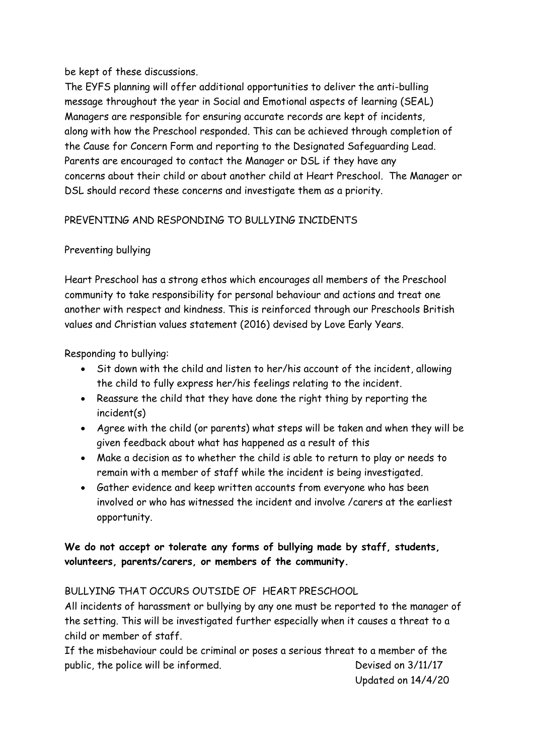be kept of these discussions.

The EYFS planning will offer additional opportunities to deliver the anti-bulling message throughout the year in Social and Emotional aspects of learning (SEAL)

Managers are responsible for ensuring accurate records are kept of incidents, along with how the Preschool responded. This can be achieved through completion of the Cause for Concern Form and reporting to the Designated Safeguarding Lead.

Parents are encouraged to contact the Manager or DSL if they have any concerns about their child or about another child at Heart Preschool. The Manager or DSL should record these concerns and investigate them as a priority.

## PREVENTING AND RESPONDING TO BULLYING INCIDENTS

### Preventing bullying

Heart Preschool has a strong ethos which encourages all members of the Preschool community to take responsibility for personal behaviour and actions and treat one another with respect and kindness. This is reinforced through our Preschools British values and Christian values statement (2016) devised by Love Early Years.

### Responding to bullying:

- Sit down with the child and listen to her/his account of the incident, allowing the child to fully express her/his feelings relating to the incident.
- Reassure the child that they have done the right thing by reporting the incident(s)
- Agree with the child (or parents) what steps will be taken and when they will be given feedback about what has happened as a result of this
- Make a decision as to whether the child is able to return to play or needs to remain with a member of staff while the incident is being investigated.
- Gather evidence and keep written accounts from everyone who has been involved or who has witnessed the incident and involve /carers at the earliest opportunity.

**We do not accept or tolerate any forms of bullying made by staff, students, volunteers, parents/carers, or members of the community.**

## BULLYING THAT OCCURS OUTSIDE OF HEART PRESCHOOL

All incidents of harassment or bullying by any one must be reported to the manager of the setting. This will be investigated further especially when it causes a threat to a child or member of staff.

If the misbehaviour could be criminal or poses a serious threat to a member of the public, the police will be informed.

Devised on 3/11/17

Updated on 14/4/20